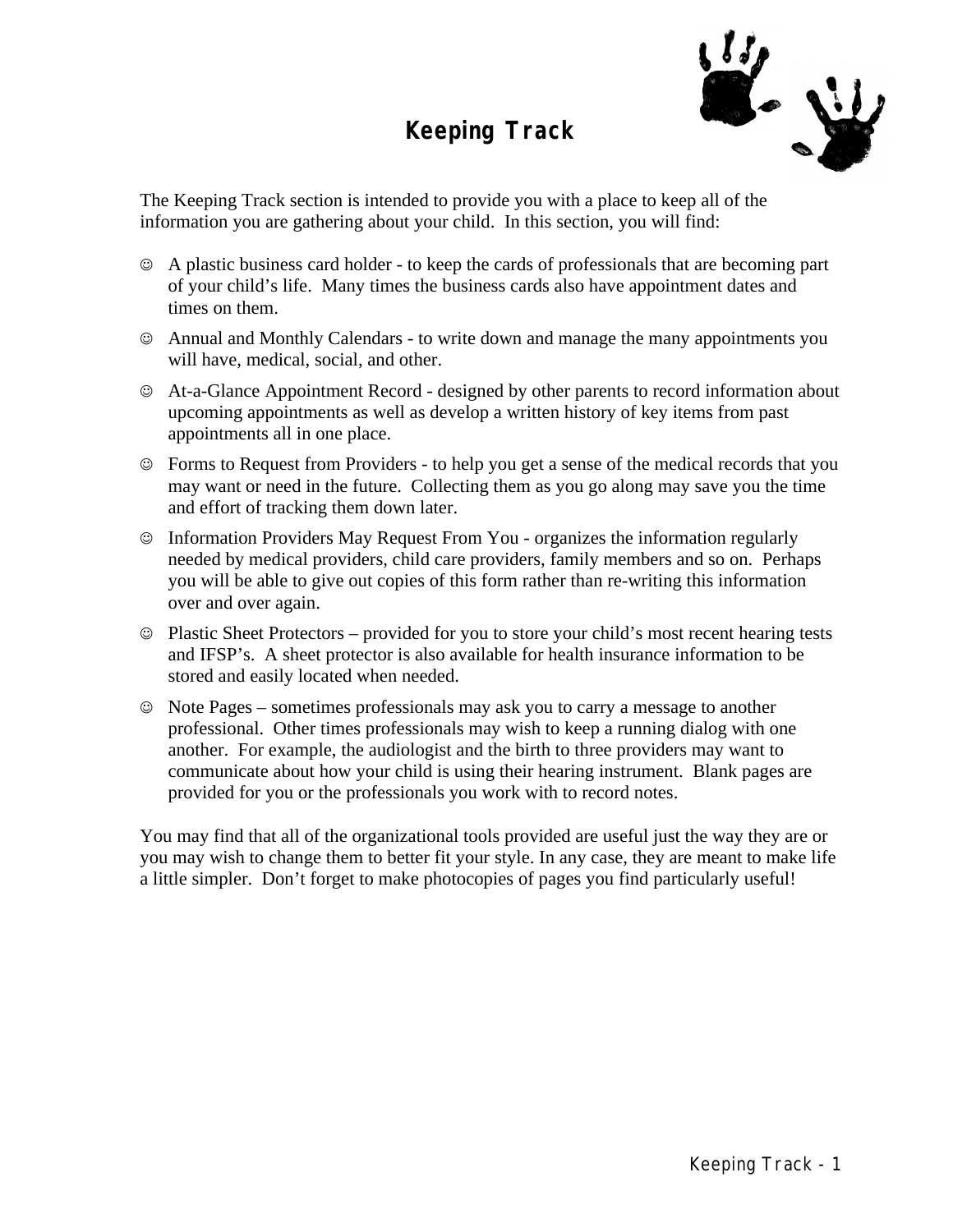# Keeping Track

The Keeping Track section is intended to provide you with a place to keep all of the information you are gathering about your child. In this section, you will find:

- ☺ A plastic business card holder - to keep the cards of professionals that are becoming part of your child's life. Many times the business cards also have appointment dates and times on them.
- ☺ Annual and Monthly Calendars - to write down and manage the many appointments you will have, medical, social, and other.
- ☺ At-a-Glance Appointment Record - designed by other parents to record information about upcoming appointments as well as develop a written history of key items from past appointments all in one place.
- ☺ Forms to Request from Providers - to help you get a sense of the medical records that you may want or need in the future. Collecting them as you go along may save you the time and effort of tracking them down later.
- ☺ Information Providers May Request From You - organizes the information regularly needed by medical providers, child care providers, family members and so on. Perhaps you will be able to give out copies of this form rather than re-writing this information over and over again.
- ☺ Plastic Sheet Protectors – provided for you to store your child's most recent hearing tests and IFSP's. A sheet protector is also available for health insurance information to be stored and easily located when needed.
- ☺ Note Pages – sometimes professionals may ask you to carry a message to another professional. Other times professionals may wish to keep a running dialog with one another. For example, the audiologist and the birth to three providers may want to communicate about how your child is using their hearing instrument. Blank pages are provided for you or the professionals you work with to record notes.

You may find that all of the organizational tools provided are useful just the way they are or you may wish to change them to better fit your style. In any case, they are meant to make life a little simpler. Don't forget to make photocopies of pages you find particularly useful!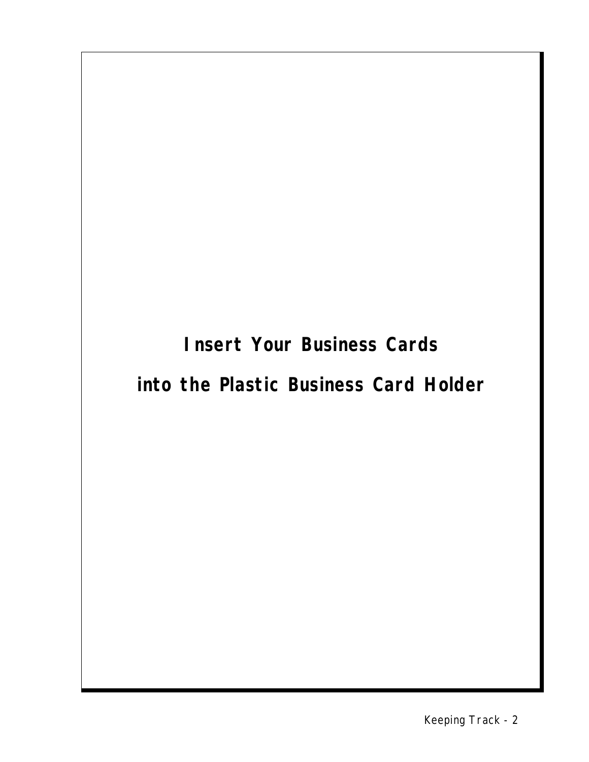**Insert Your Business Cards**

**into the Plastic Business Card Holder**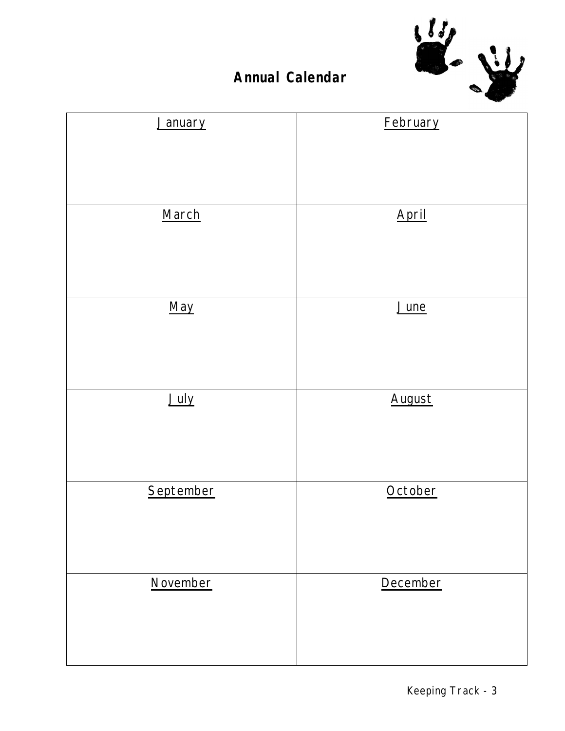## Annual Calendar

| January | February |
|---|---|
| March | April |
| May | June |
| July | August |
| September | October |
| November | December |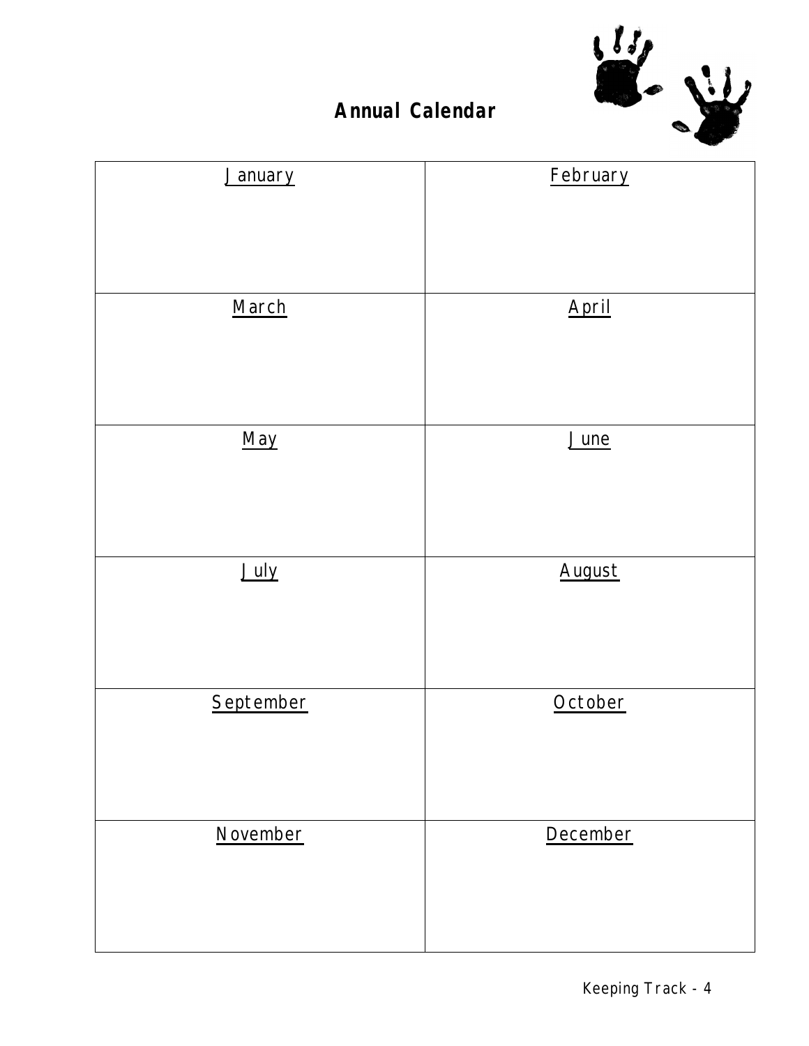# Annual Calendar

| January | February |
|---|---|
| March | April |
| May | June |
| July | August |
| September | October |
| November | December |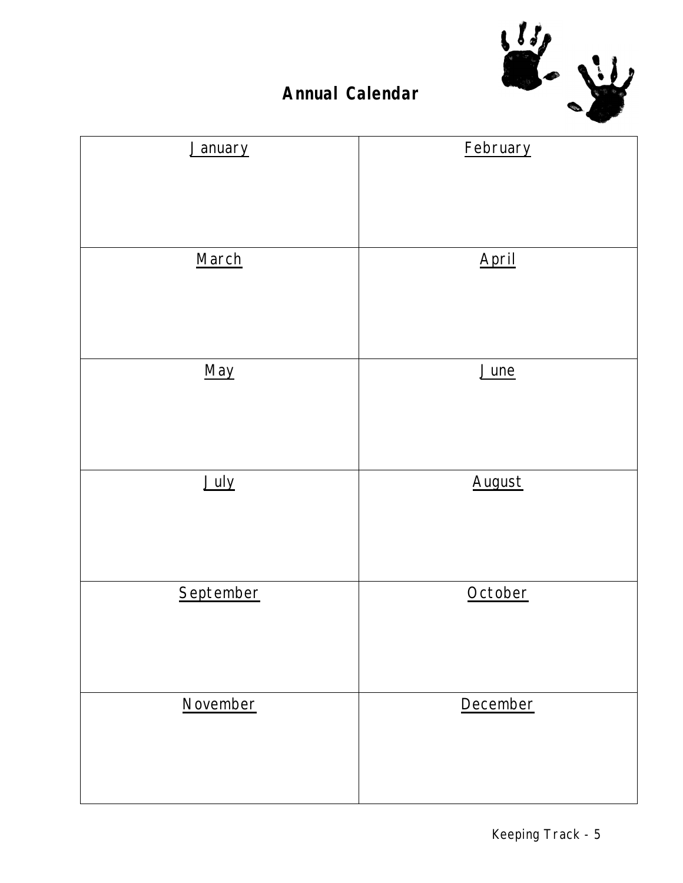## Annual Calendar

| January | February |
|---|---|
| March | April |
| May | June |
| July | August |
| September | October |
| November | December |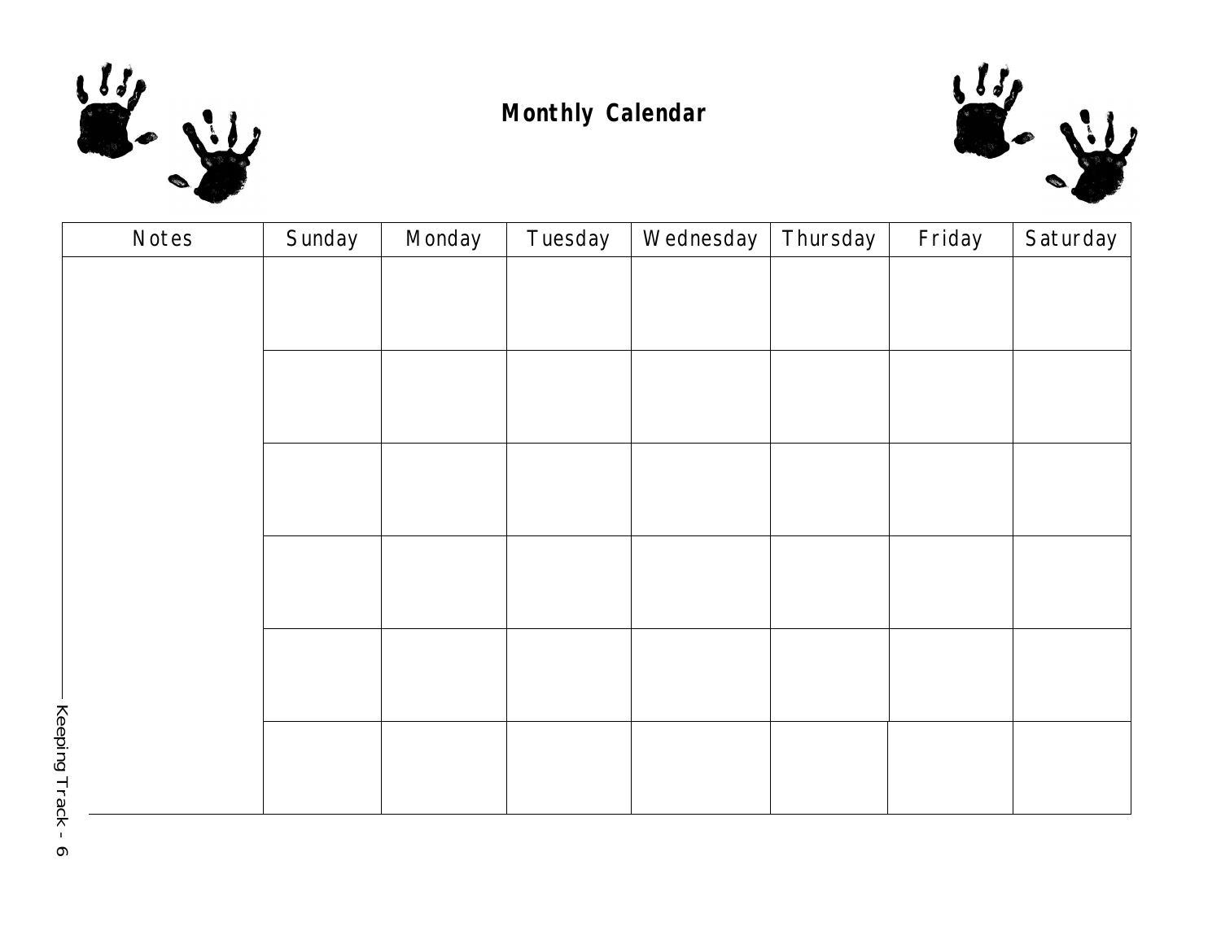# Monthly Calendar

| Notes | Sunday | Monday | Tuesday | Wednesday | Thursday | Friday | Saturday |
|---|---|---|---|---|---|---|---|
| | | | | | | | |
| | | | | | | | |
| | | | | | | | |
| | | | | | | | |
| | | | | | | | |
| | | | | | | | |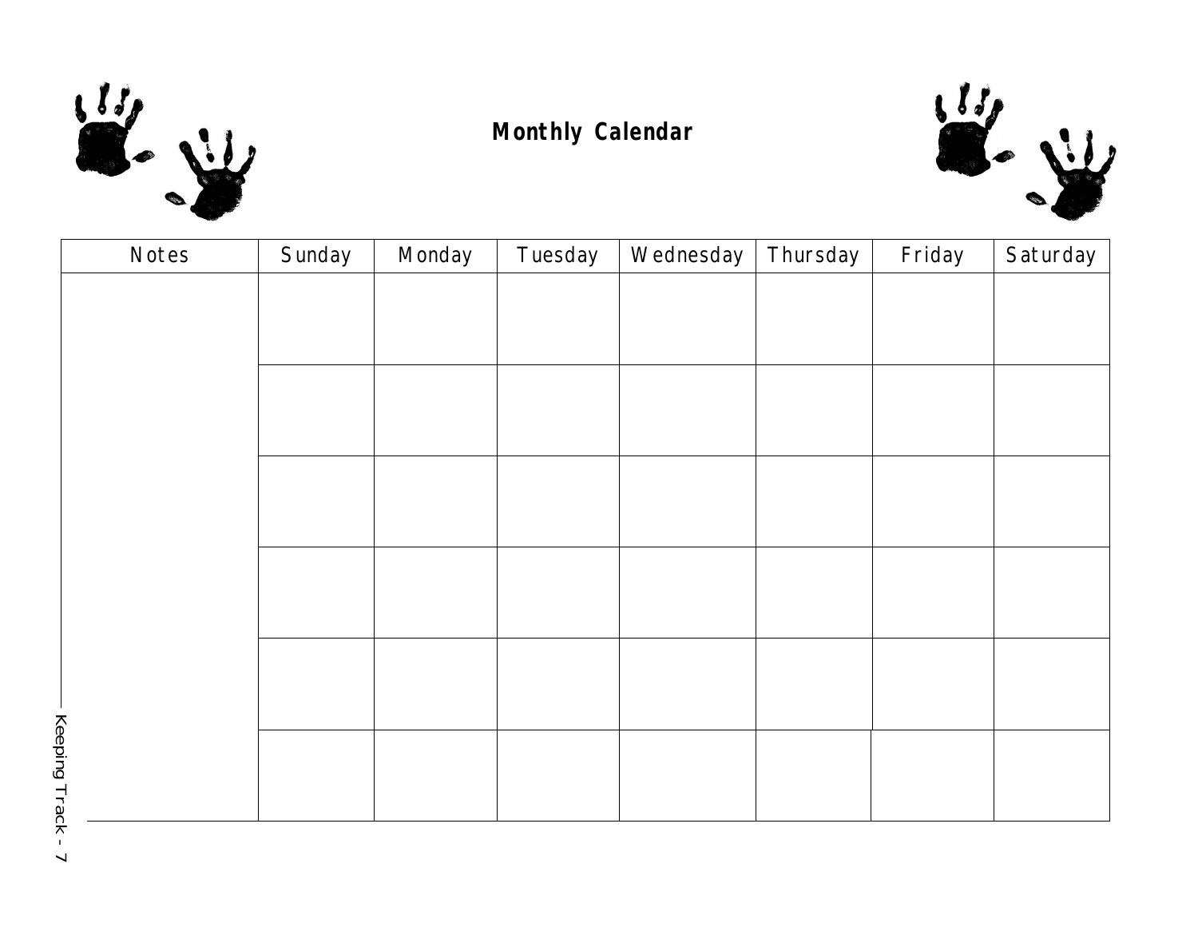# Monthly Calendar

| Notes | Sunday | Monday | Tuesday | Wednesday | Thursday | Friday | Saturday |
|---|---|---|---|---|---|---|---|
| | | | | | | | |
| | | | | | | | |
| | | | | | | | |
| | | | | | | | |
| | | | | | | | |
| | | | | | | | |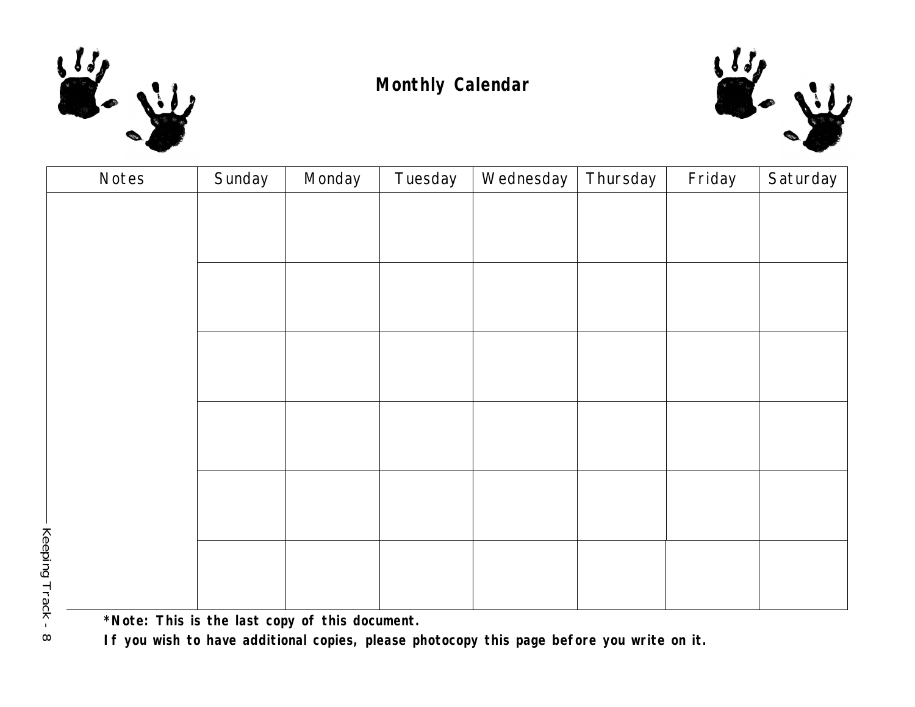# Monthly Calendar

| Notes | Sunday | Monday | Tuesday | Wednesday | Thursday | Friday | Saturday |
|---|---|---|---|---|---|---|---|
| | | | | | | | |
| | | | | | | | |
| | | | | | | | |
| | | | | | | | |
| | | | | | | | |
| | | | | | | | |

**\*Note: This is the last copy of this document.**

**If you wish to have additional copies, please photocopy this page before you write on it.**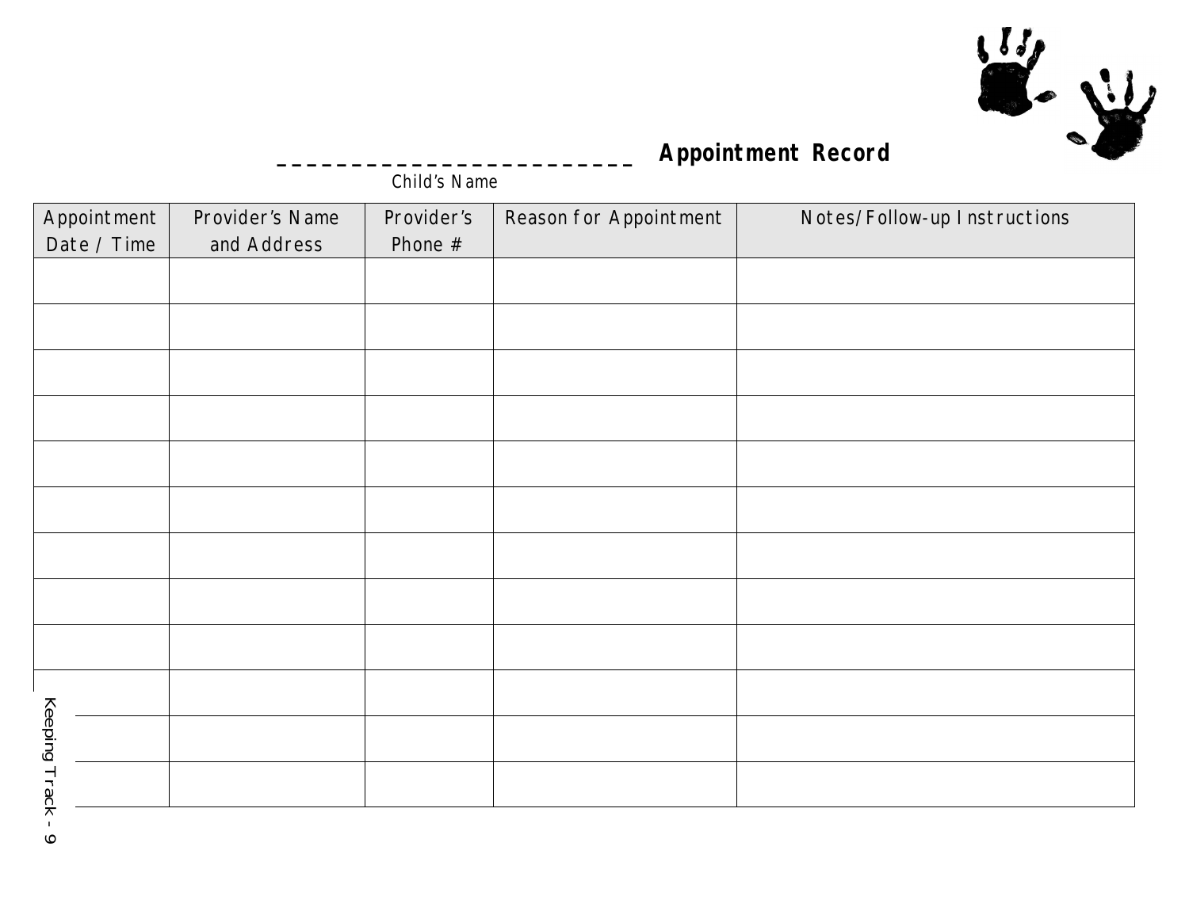_________________________ **Appointment Record**

Child's Name

| Appointment Date / Time | Provider's Name and Address | Provider's Phone # | Reason for Appointment | Notes/Follow-up Instructions |
|---|---|---|---|---|
| | | | | |
| | | | | |
| | | | | |
| | | | | |
| | | | | |
| | | | | |
| | | | | |
| | | | | |
| | | | | |
| | | | | |
| | | | | |
| | | | | |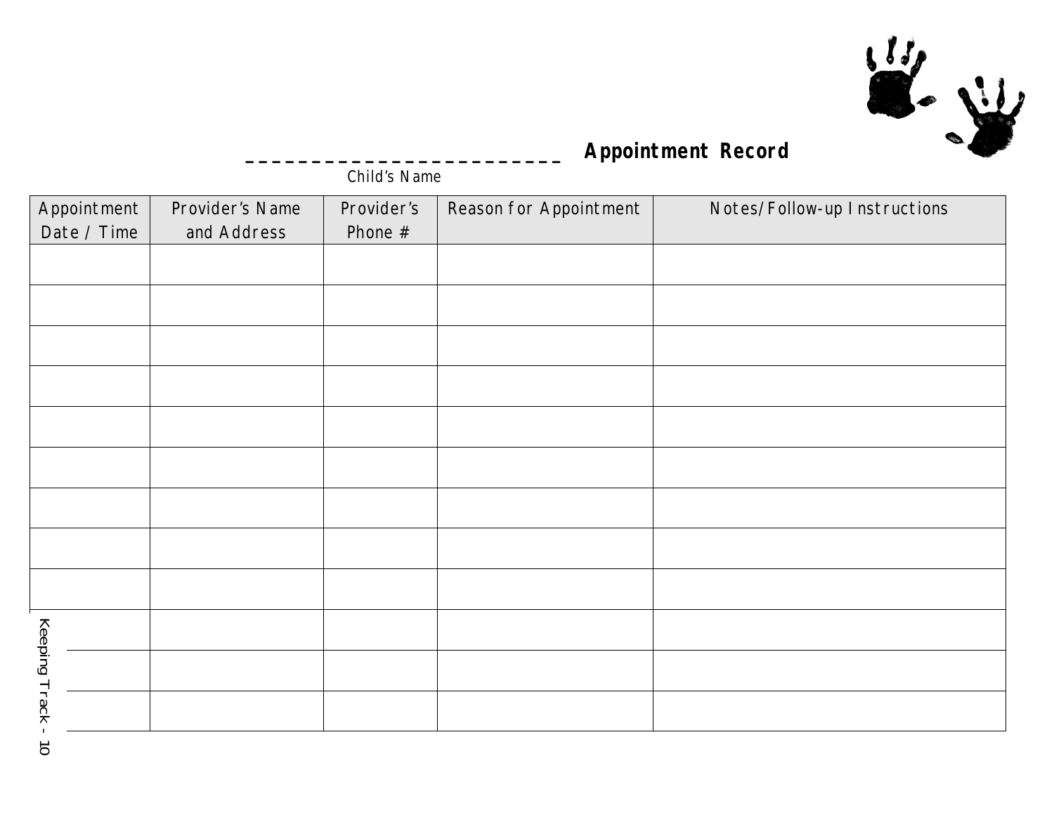________________________ **Appointment Record**

Child's Name

| Appointment Date / Time | Provider's Name and Address | Provider's Phone # | Reason for Appointment | Notes/Follow-up Instructions |
|---|---|---|---|---|
| | | | | |
| | | | | |
| | | | | |
| | | | | |
| | | | | |
| | | | | |
| | | | | |
| | | | | |
| | | | | |
| | | | | |
| | | | | |
| | | | | |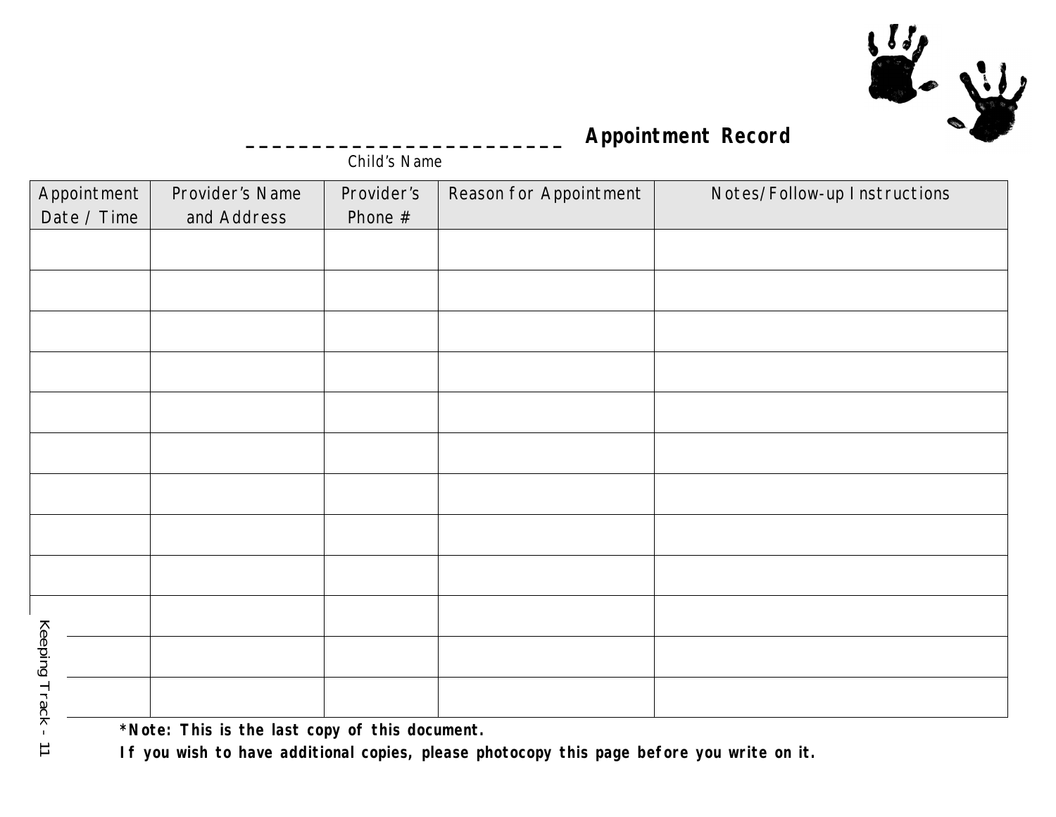_________________________ **Appointment Record**

Child's Name

| Appointment Date / Time | Provider's Name and Address | Provider's Phone # | Reason for Appointment | Notes/Follow-up Instructions |
|---|---|---|---|---|
| | | | | |
| | | | | |
| | | | | |
| | | | | |
| | | | | |
| | | | | |
| | | | | |
| | | | | |
| | | | | |
| | | | | |
| | | | | |
| | | | | |

***Note: This is the last copy of this document.**
**If you wish to have additional copies, please photocopy this page before you write on it.**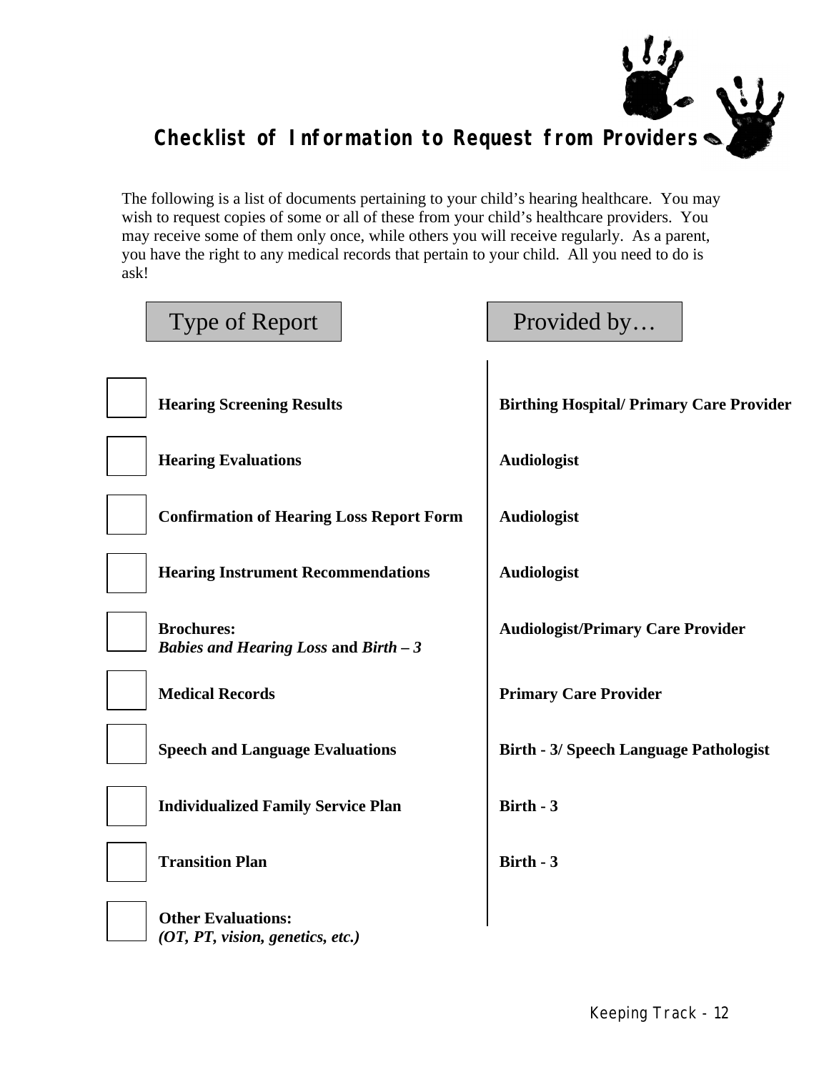# Checklist of Information to Request from Providers

The following is a list of documents pertaining to your child's hearing healthcare. You may wish to request copies of some or all of these from your child's healthcare providers. You may receive some of them only once, while others you will receive regularly. As a parent, you have the right to any medical records that pertain to your child. All you need to do is ask!

| | Type of Report | Provided by… |
|---|---|---|
| ☐ | **Hearing Screening Results** | **Birthing Hospital/ Primary Care Provider** |
| ☐ | **Hearing Evaluations** | **Audiologist** |
| ☐ | **Confirmation of Hearing Loss Report Form** | **Audiologist** |
| ☐ | **Hearing Instrument Recommendations** | **Audiologist** |
| ☐ | **Brochures:** ***Babies and Hearing Loss*** **and** ***Birth – 3*** | **Audiologist/Primary Care Provider** |
| ☐ | **Medical Records** | **Primary Care Provider** |
| ☐ | **Speech and Language Evaluations** | **Birth - 3/ Speech Language Pathologist** |
| ☐ | **Individualized Family Service Plan** | **Birth - 3** |
| ☐ | **Transition Plan** | **Birth - 3** |
| ☐ | **Other Evaluations:** ***(OT, PT, vision, genetics, etc.)*** | |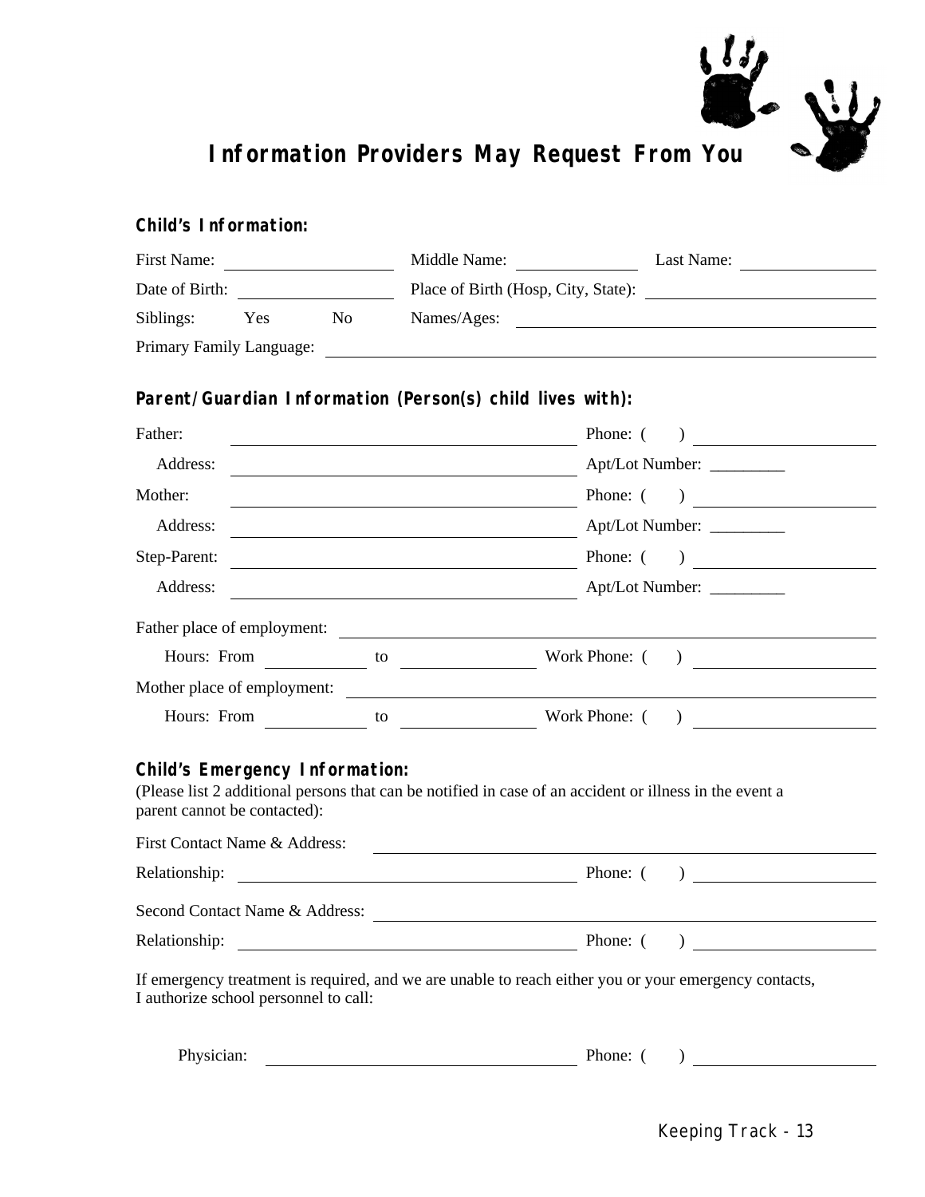# Information Providers May Request From You

### Child's Information:

First Name: ____________ Middle Name: ____________ Last Name: ____________

Date of Birth: ____________ Place of Birth (Hosp, City, State): ____________

Siblings: Yes No Names/Ages: ____________

Primary Family Language: ____________

### Parent/Guardian Information (Person(s) child lives with):

Father: ____________ Phone: ( ) ____________

Address: ____________ Apt/Lot Number: _________

Mother: ____________ Phone: ( ) ____________

Address: ____________ Apt/Lot Number: _________

Step-Parent: ____________ Phone: ( ) ____________

Address: ____________ Apt/Lot Number: _________

Father place of employment: ____________

Hours: From ____________ to ____________ Work Phone: ( ) ____________

Mother place of employment: ____________

Hours: From ____________ to ____________ Work Phone: ( ) ____________

### Child's Emergency Information:

(Please list 2 additional persons that can be notified in case of an accident or illness in the event a parent cannot be contacted):

First Contact Name & Address: ____________

Relationship: ____________ Phone: ( ) ____________

Second Contact Name & Address: ____________

Relationship: ____________ Phone: ( ) ____________

If emergency treatment is required, and we are unable to reach either you or your emergency contacts, I authorize school personnel to call:

Physician: ____________ Phone: ( ) ____________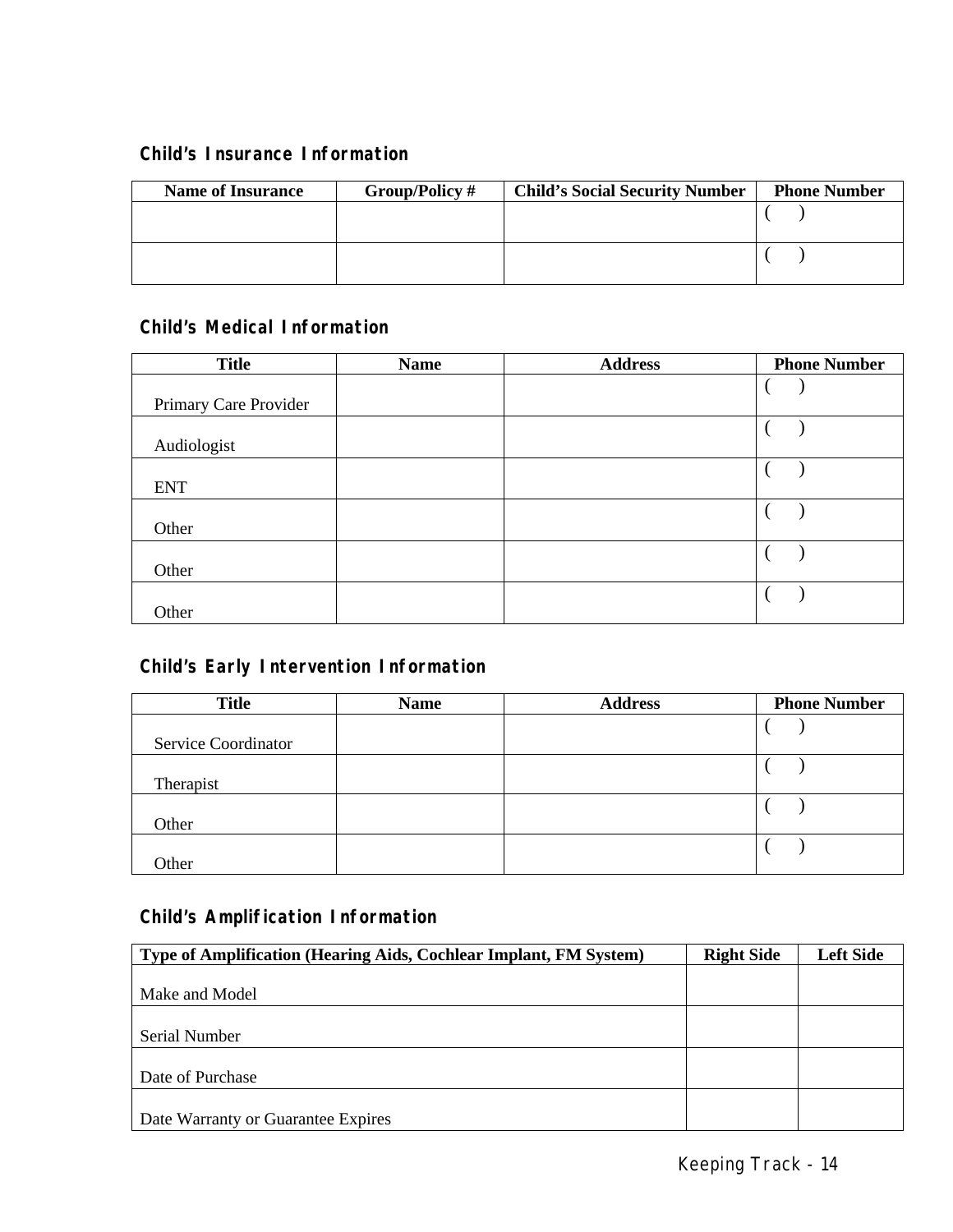### Child's Insurance Information

| Name of Insurance | Group/Policy # | Child's Social Security Number | Phone Number |
|---|---|---|---|
| | | | ( ) |
| | | | ( ) |

### Child's Medical Information

| Title | Name | Address | Phone Number |
|---|---|---|---|
| Primary Care Provider | | | ( ) |
| Audiologist | | | ( ) |
| ENT | | | ( ) |
| Other | | | ( ) |
| Other | | | ( ) |
| Other | | | ( ) |

### Child's Early Intervention Information

| Title | Name | Address | Phone Number |
|---|---|---|---|
| Service Coordinator | | | ( ) |
| Therapist | | | ( ) |
| Other | | | ( ) |
| Other | | | ( ) |

### Child's Amplification Information

| Type of Amplification (Hearing Aids, Cochlear Implant, FM System) | Right Side | Left Side |
|---|---|---|
| Make and Model | | |
| Serial Number | | |
| Date of Purchase | | |
| Date Warranty or Guarantee Expires | | |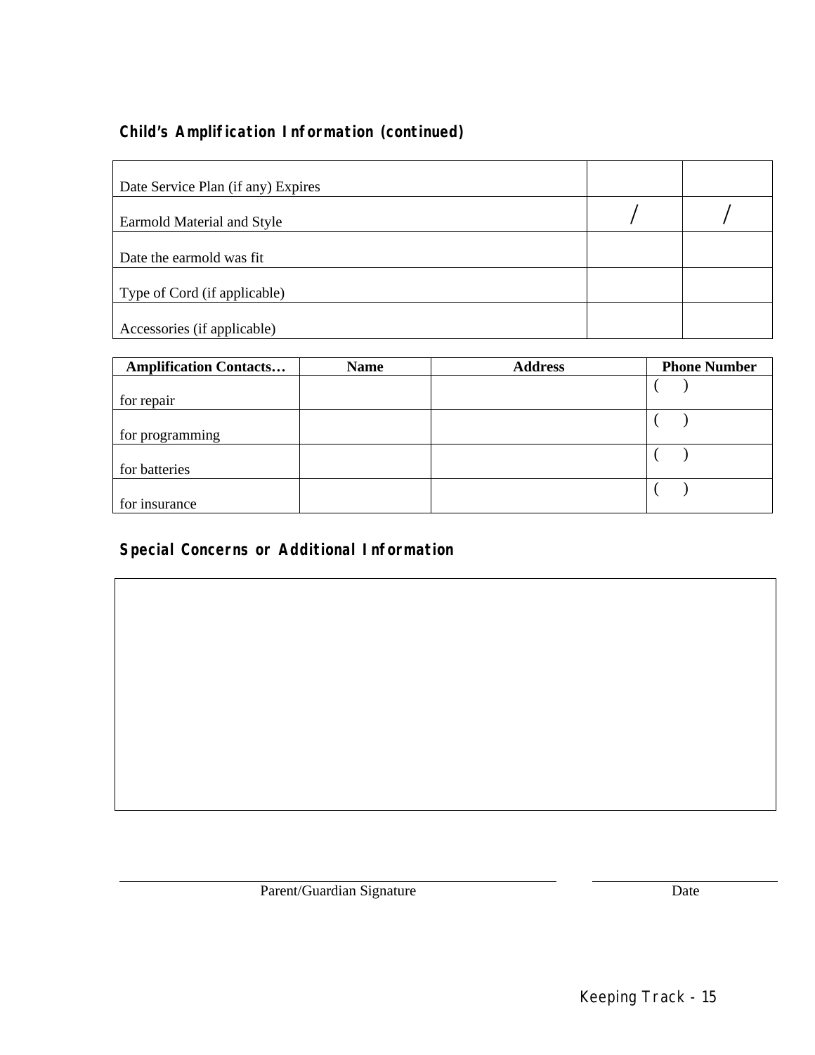### Child's Amplification Information (continued)

| | | |
|---|---|---|
| Date Service Plan (if any) Expires | | |
| Earmold Material and Style | / | / |
| Date the earmold was fit | | |
| Type of Cord (if applicable) | | |
| Accessories (if applicable) | | |

| Amplification Contacts… | Name | Address | Phone Number |
|---|---|---|---|
| for repair | | | ( ) |
| for programming | | | ( ) |
| for batteries | | | ( ) |
| for insurance | | | ( ) |

### Special Concerns or Additional Information

| |
|---|
| |

Parent/Guardian Signature ____________________ Date ____________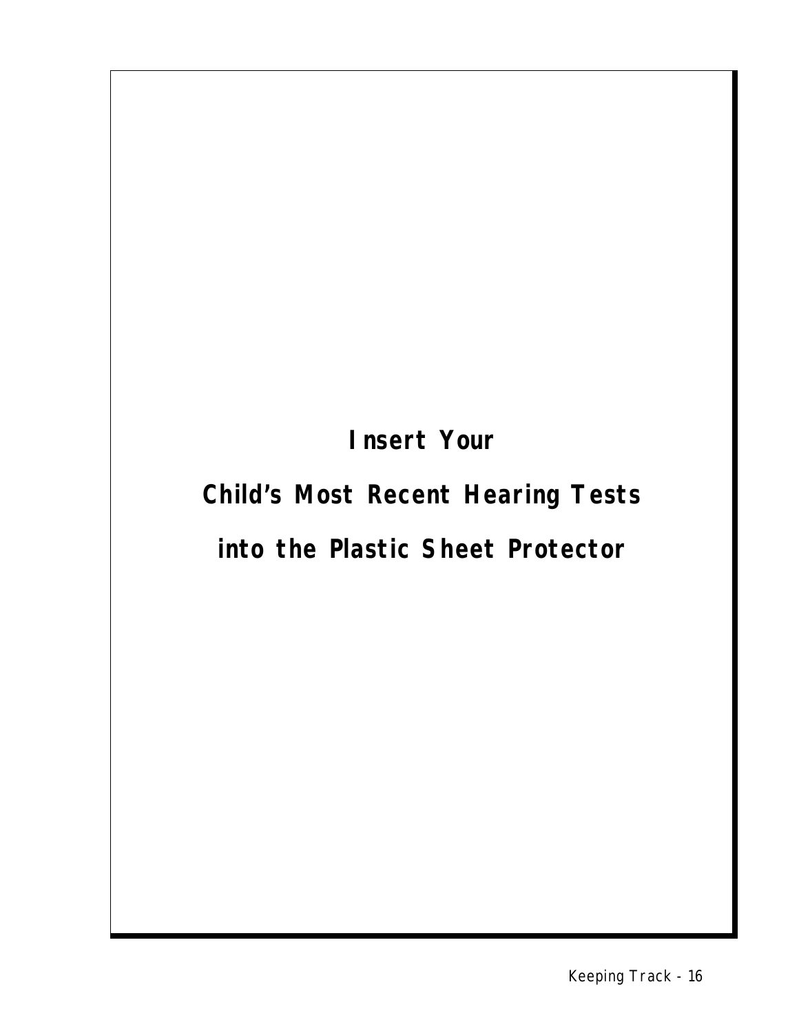**Insert Your**

**Child's Most Recent Hearing Tests**

**into the Plastic Sheet Protector**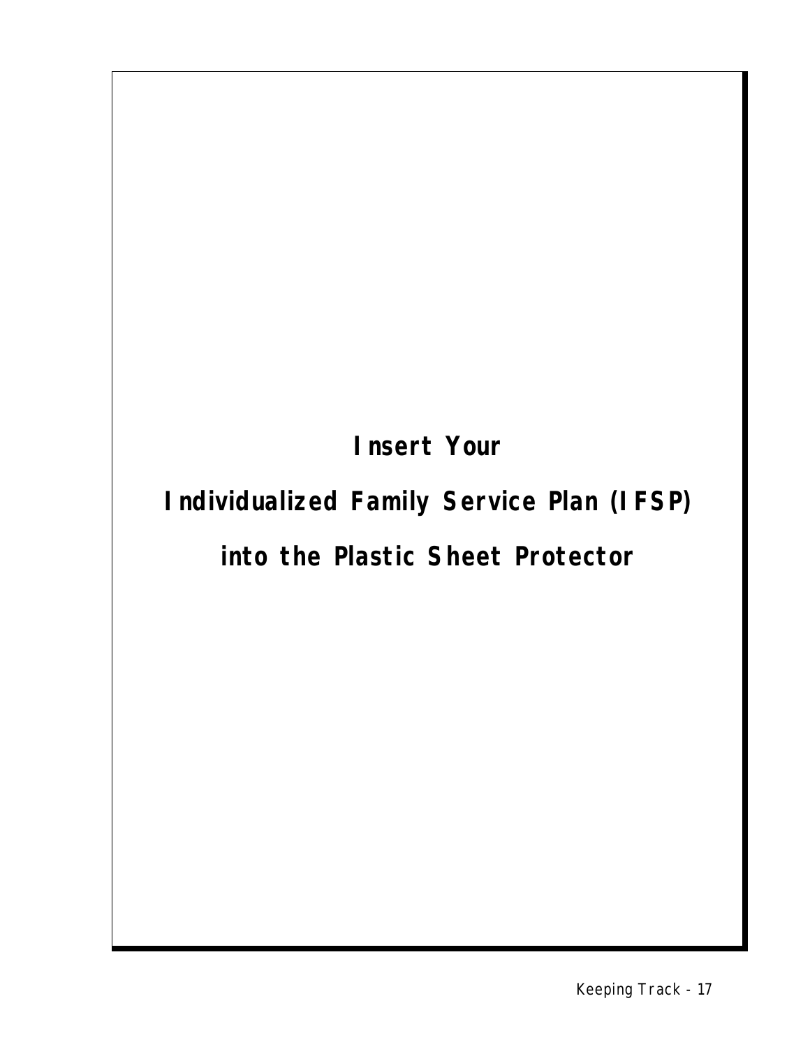**Insert Your**

**Individualized Family Service Plan (IFSP)**

**into the Plastic Sheet Protector**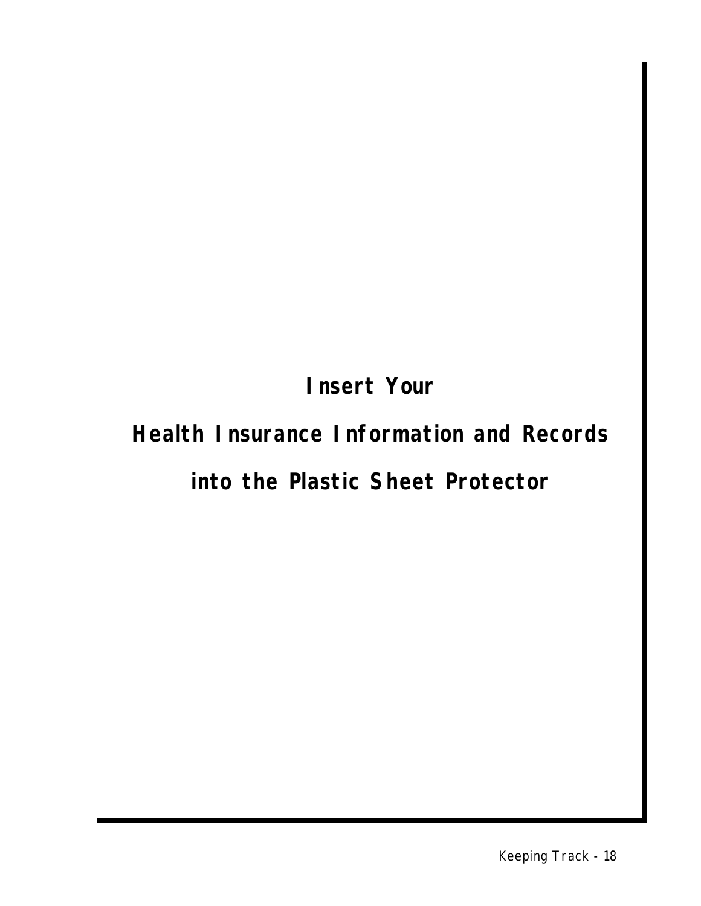**Insert Your**

**Health Insurance Information and Records**

**into the Plastic Sheet Protector**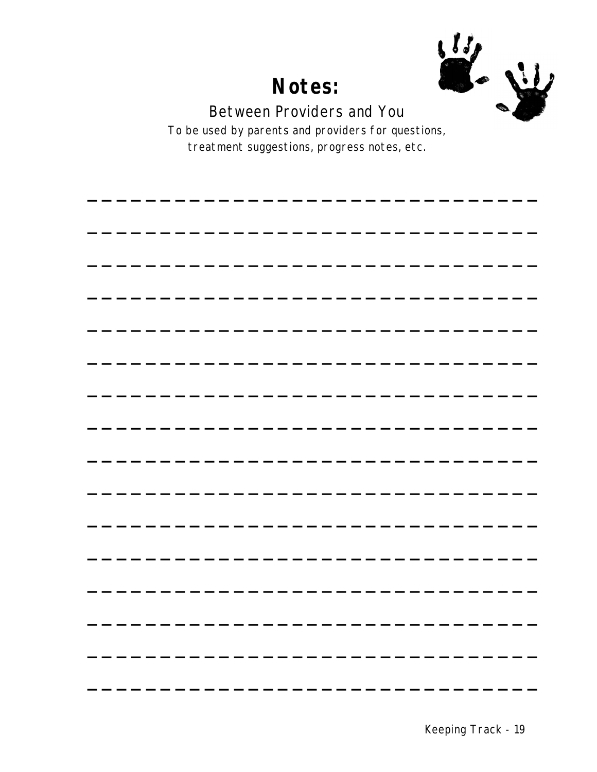# Notes:

## Between Providers and You

*To be used by parents and providers for questions, treatment suggestions, progress notes, etc.*

_______________________________________________

_______________________________________________

_______________________________________________

_______________________________________________

_______________________________________________

_______________________________________________

_______________________________________________

_______________________________________________

_______________________________________________

_______________________________________________

_______________________________________________

_______________________________________________

_______________________________________________

_______________________________________________

_______________________________________________

_______________________________________________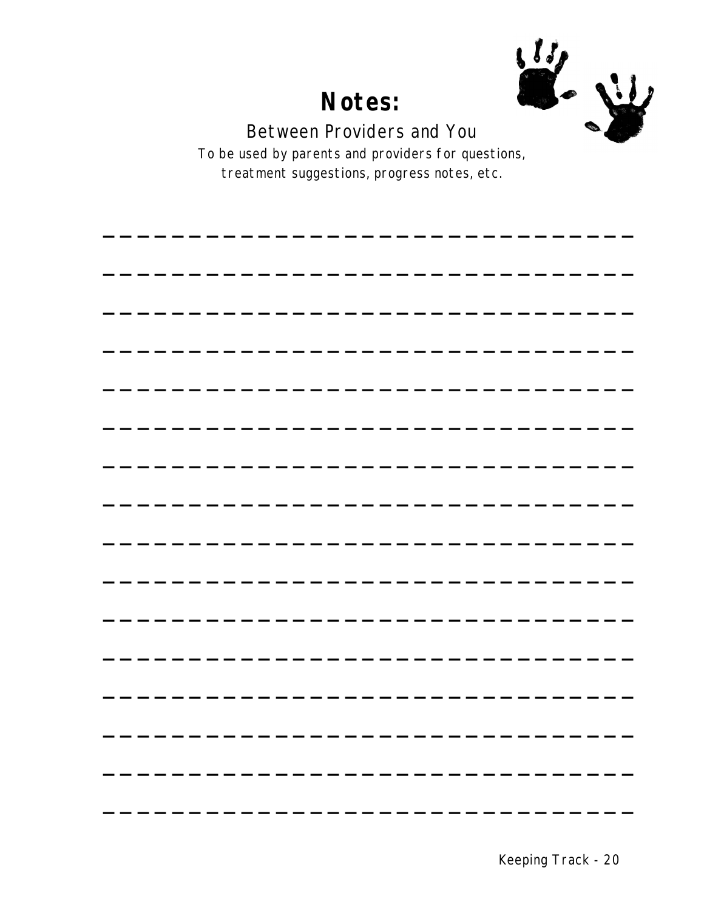# Notes:

## Between Providers and You

To be used by parents and providers for questions, treatment suggestions, progress notes, etc.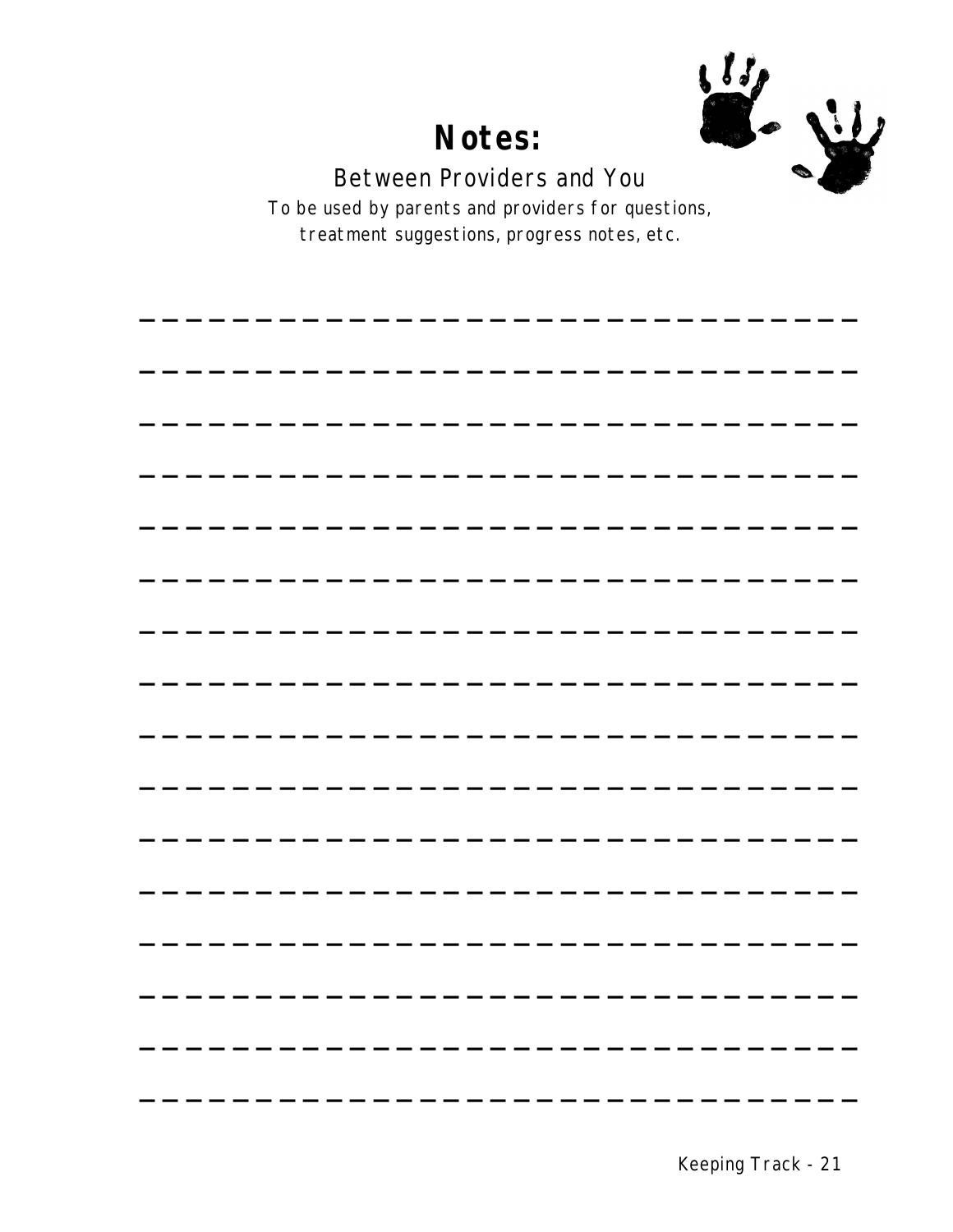# Notes:

## Between Providers and You

To be used by parents and providers for questions, treatment suggestions, progress notes, etc.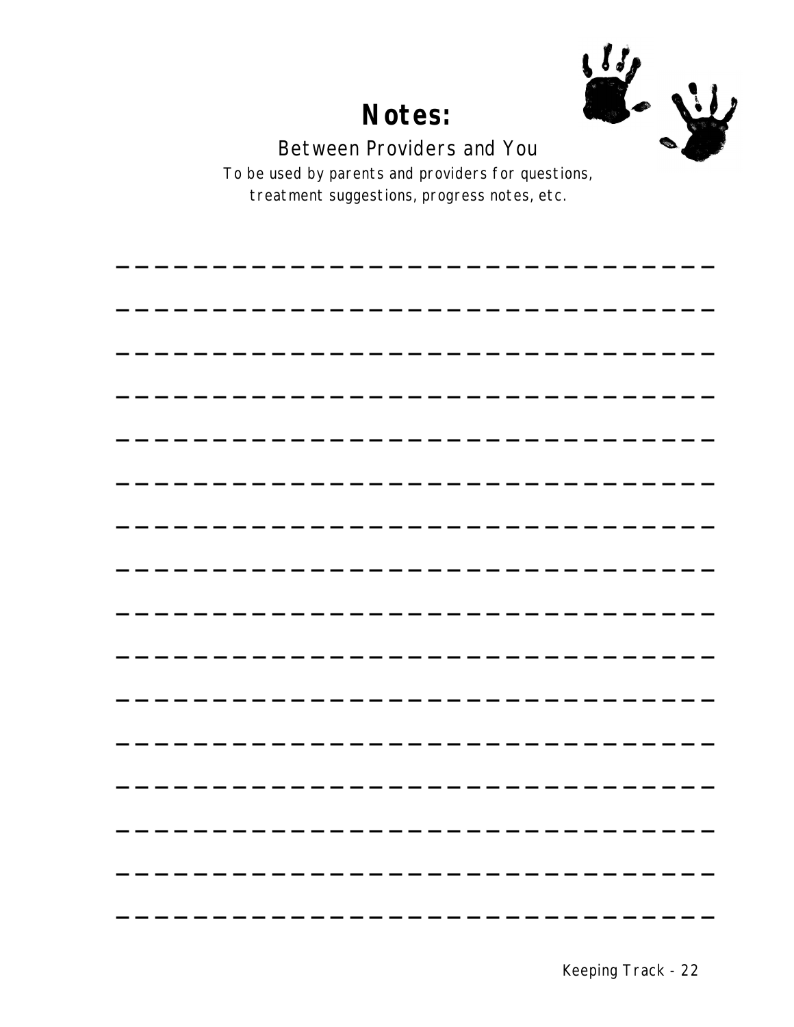# Notes:

## Between Providers and You

To be used by parents and providers for questions, treatment suggestions, progress notes, etc.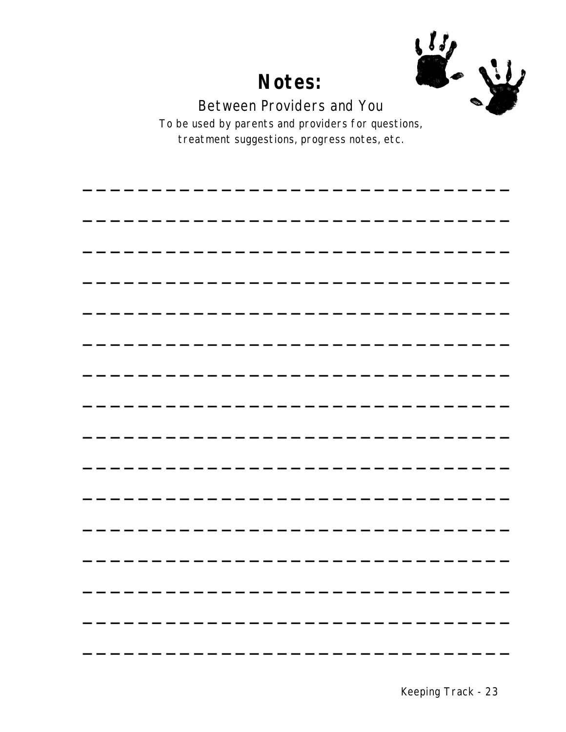# Notes:

## Between Providers and You

To be used by parents and providers for questions, treatment suggestions, progress notes, etc.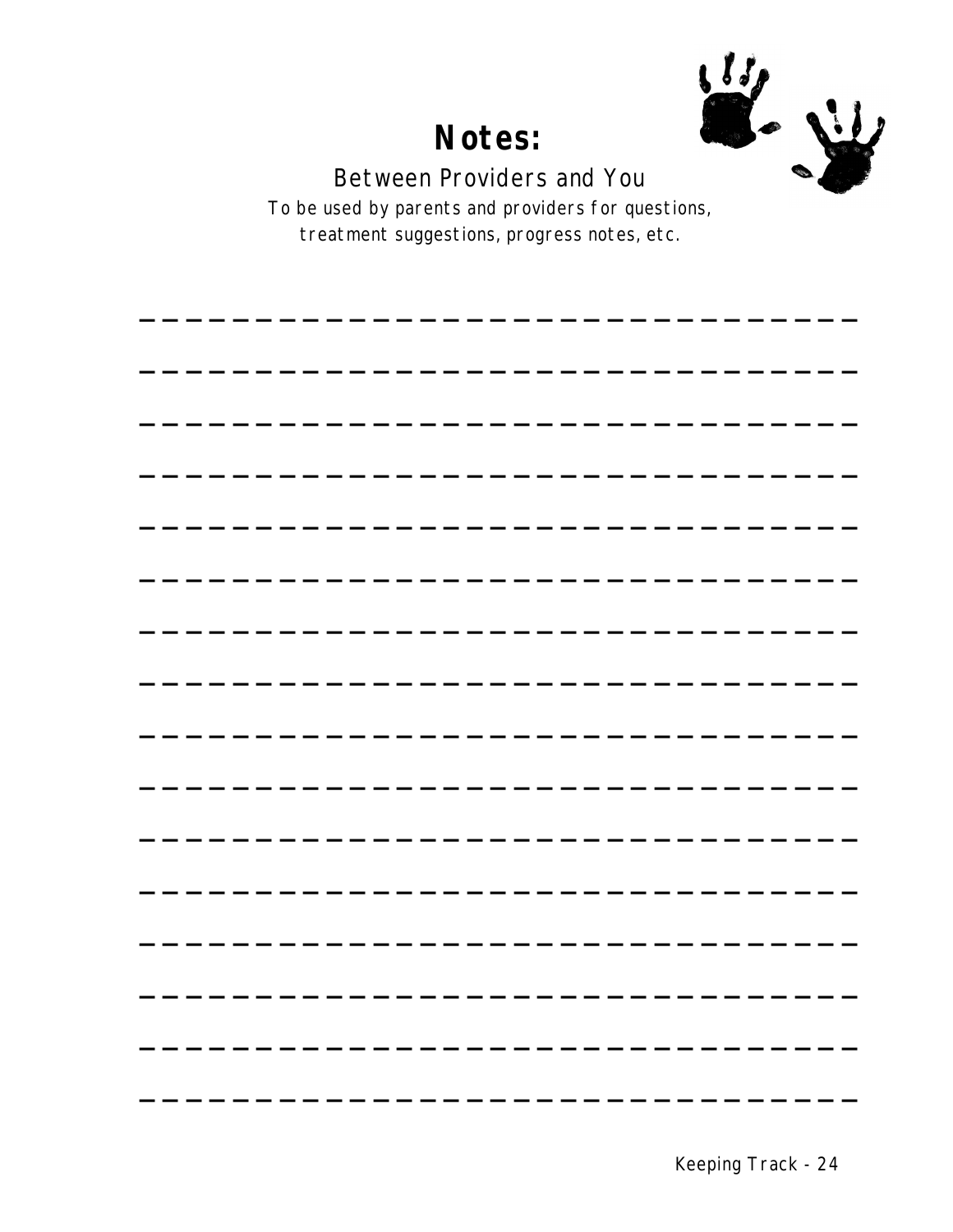# Notes:

## Between Providers and You

To be used by parents and providers for questions, treatment suggestions, progress notes, etc.